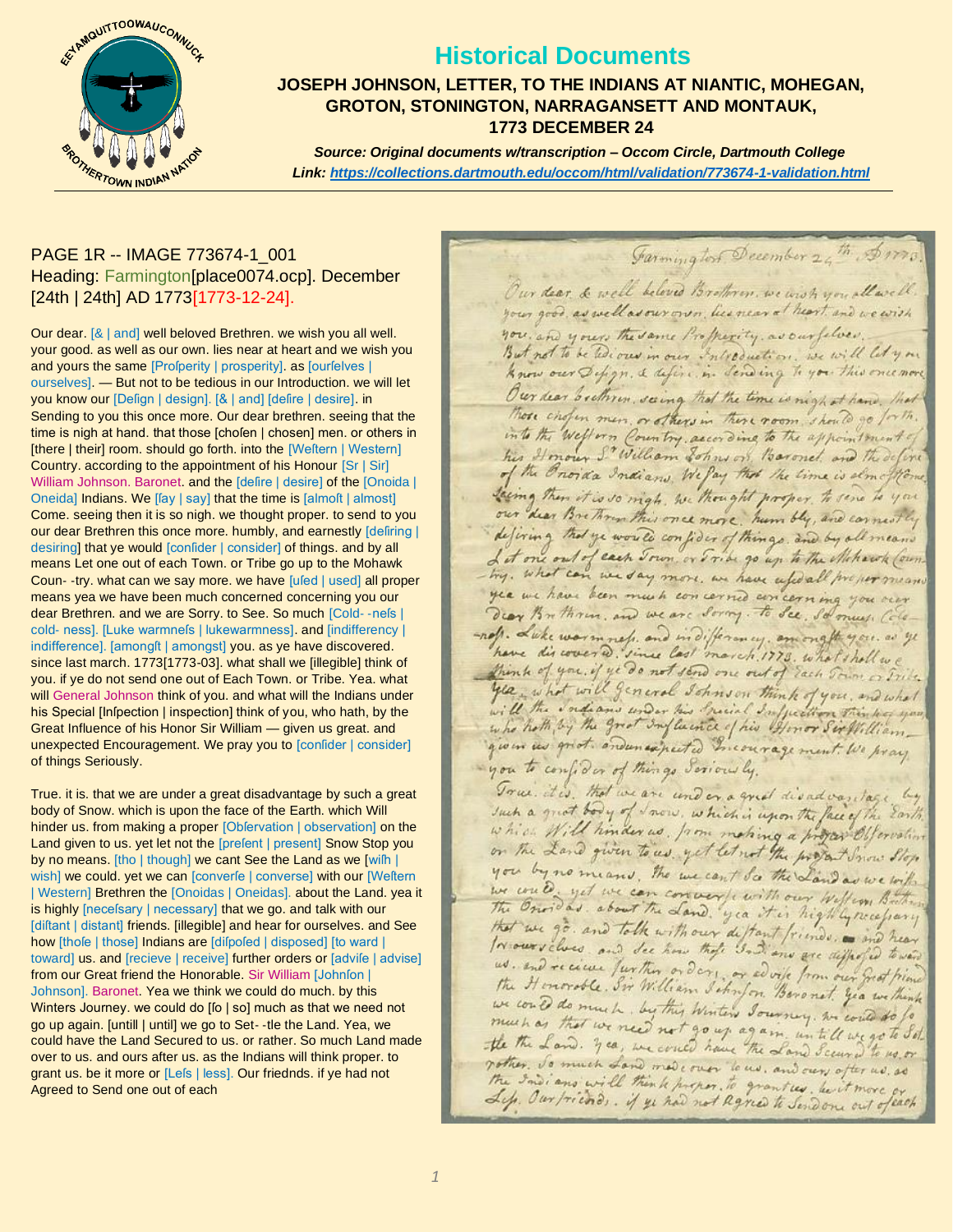# Historical Documents

## JOSEPH JOHNSON, LETTER, TO THE INDIANS AT NIANTIC, MOHEGAN, GROTON, STONINGTON, NARRAGANSETT AND MONTAUK, 1773 DECEMBER 24

***Source: Original documents w/transcription – Occom Circle, Dartmouth College***
***Link: https://collections.dartmouth.edu/occom/html/validation/773674-1-validation.html***

PAGE 1R -- IMAGE 773674-1_001
Heading: Farmington[place0074.ocp]. December [24th | 24th] AD 1773[1773-12-24].

Our dear. [& | and] well beloved Brethren. we wish you all well. your good. as well as our own. lies near at heart and we wish you and yours the same [Proſperity | prosperity]. as [ourſelves | ourselves]. — But not to be tedious in our Introduction. we will let you know our [Deſign | design]. [& | and] [deſire | desire]. in Sending to you this once more. Our dear brethren. seeing that the time is nigh at hand. that those [choſen | chosen] men. or others in [there | their] room. should go forth. into the [Weſtern | Western] Country. according to the appointment of his Honour [Sr | Sir] William Johnson. Baronet. and the [deſire | desire] of the [Onoida | Oneida] Indians. We [ſay | say] that the time is [almoſt | almost] Come. seeing then it is so nigh. we thought proper. to send to you our dear Brethren this once more. humbly, and earnestly [deſiring | desiring] that ye would [conſider | consider] of things. and by all means Let one out of each Town. or Tribe go up to the Mohawk Coun- -try. what can we say more. we have [uſed | used] all proper means yea we have been much concerned concerning you our dear Brethren. and we are Sorry. to See. So much [Cold- -neſs | cold- ness]. [Luke warmneſs | lukewarmness]. and [indifferency | indifference]. [amongſt | amongst] you. as ye have discovered. since last march. 1773[1773-03]. what shall we [illegible] think of you. if ye do not send one out of Each Town. or Tribe. Yea. what will General Johnson think of you. and what will the Indians under his Special [Inſpection | inspection] think of you, who hath, by the Great Influence of his Honor Sir William — given us great. and unexpected Encouragement. We pray you to [conſider | consider] of things Seriously.

True. it is. that we are under a great disadvantage by such a great body of Snow. which is upon the face of the Earth. which Will hinder us. from making a proper [Obſervation | observation] on the Land given to us. yet let not the [preſent | present] Snow Stop you by no means. [tho | though] we cant See the Land as we [wiſh | wish] we could. yet we can [converſe | converse] with our [Weſtern | Western] Brethren the [Onoidas | Oneidas]. about the Land. yea it is highly [neceſsary | necessary] that we go. and talk with our [diſtant | distant] friends. [illegible] and hear for ourselves. and See how [thoſe | those] Indians are [diſpoſed | disposed] [to ward | toward] us. and [recieve | receive] further orders or [adviſe | advise] from our Great friend the Honorable. Sir William [Johnſon | Johnson]. Baronet. Yea we think we could do much. by this Winters Journey. we could do [ſo | so] much as that we need not go up again. [untill | until] we go to Set- -tle the Land. Yea, we could have the Land Secured to us. or rather. So much Land made over to us. and ours after us. as the Indians will think proper. to grant us. be it more or [Leſs | less]. Our friednds. if ye had not Agreed to Send one out of each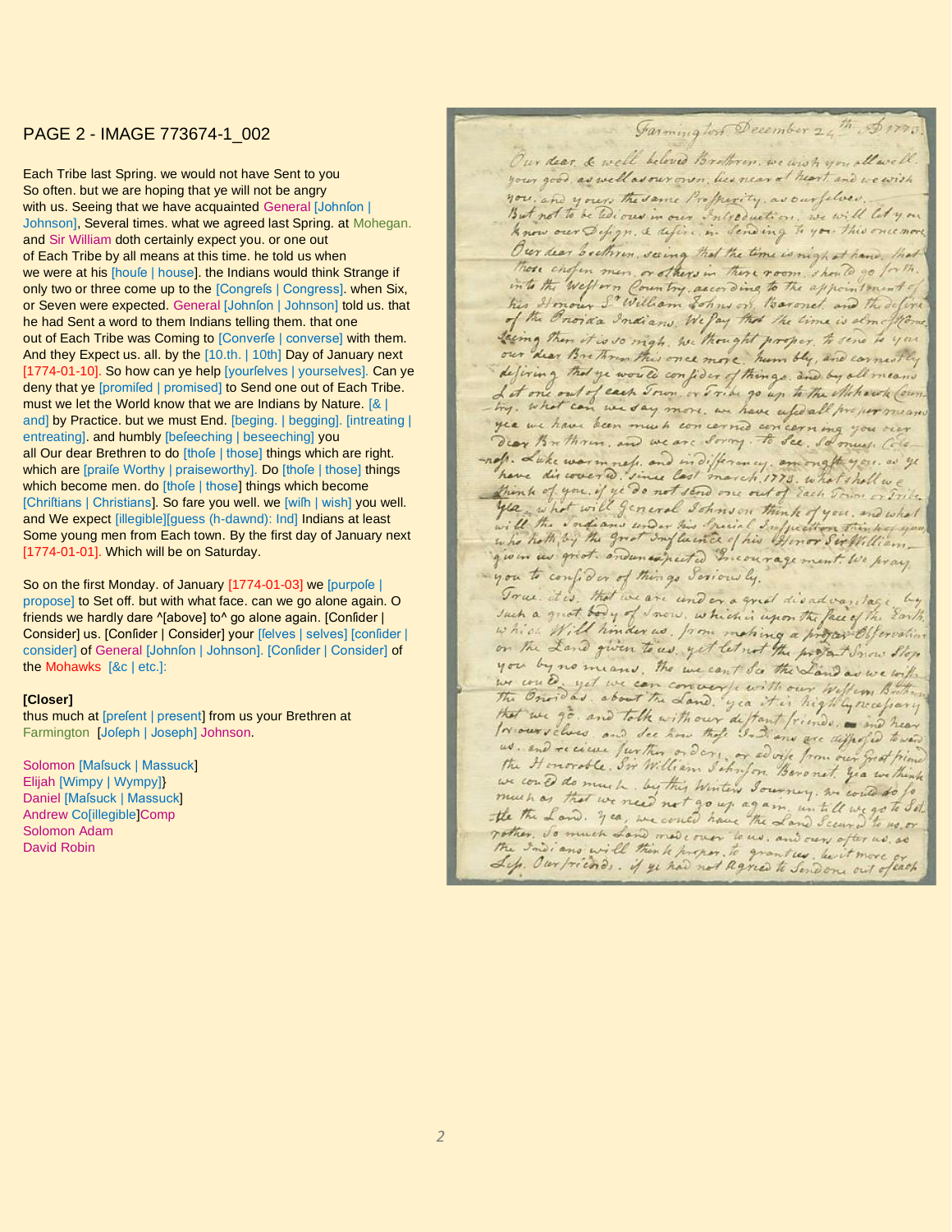PAGE 2 - IMAGE 773674-1_002

Each Tribe last Spring. we would not have Sent to you So often. but we are hoping that ye will not be angry with us. Seeing that we have acquainted General [Johnſon | Johnson], Several times. what we agreed last Spring. at Mohegan. and Sir William doth certainly expect you. or one out of Each Tribe by all means at this time. he told us when we were at his [houſe | house]. the Indians would think Strange if only two or three come up to the [Congreſs | Congress]. when Six, or Seven were expected. General [Johnſon | Johnson] told us. that he had Sent a word to them Indians telling them. that one out of Each Tribe was Coming to [Converſe | converse] with them. And they Expect us. all. by the [10.th. | 10th] Day of January next [1774-01-10]. So how can ye help [yourſelves | yourselves]. Can ye deny that ye [promiſed | promised] to Send one out of Each Tribe. must we let the World know that we are Indians by Nature. [& | and] by Practice. but we must End. [beging. | begging]. [intreating | entreating]. and humbly [beſeeching | beseeching] you all Our dear Brethren to do [thoſe | those] things which are right. which are [praiſe Worthy | praiseworthy]. Do [thoſe | those] things which become men. do [thoſe | those] things which become [Chriſtians | Christians]. So fare you well. we [wiſh | wish] you well. and We expect [illegible][guess (h-dawnd): Ind] Indians at least Some young men from Each town. By the first day of January next [1774-01-01]. Which will be on Saturday.

So on the first Monday. of January [1774-01-03] we [purpoſe | propose] to Set off. but with what face. can we go alone again. O friends we hardly dare ^[above] to^ go alone again. [Conſider | Consider] us. [Conſider | Consider] your [ſelves | selves] [conſider | consider] of General [Johnſon | Johnson]. [Conſider | Consider] of the Mohawks [&c | etc.]:

**[Closer]**

thus much at [preſent | present] from us your Brethren at Farmington [Joſeph | Joseph] Johnson.

Solomon [Maſsuck | Massuck]
Elijah [Wimpy | Wympy]}
Daniel [Maſsuck | Massuck]
Andrew Co[illegible]Comp
Solomon Adam
David Robin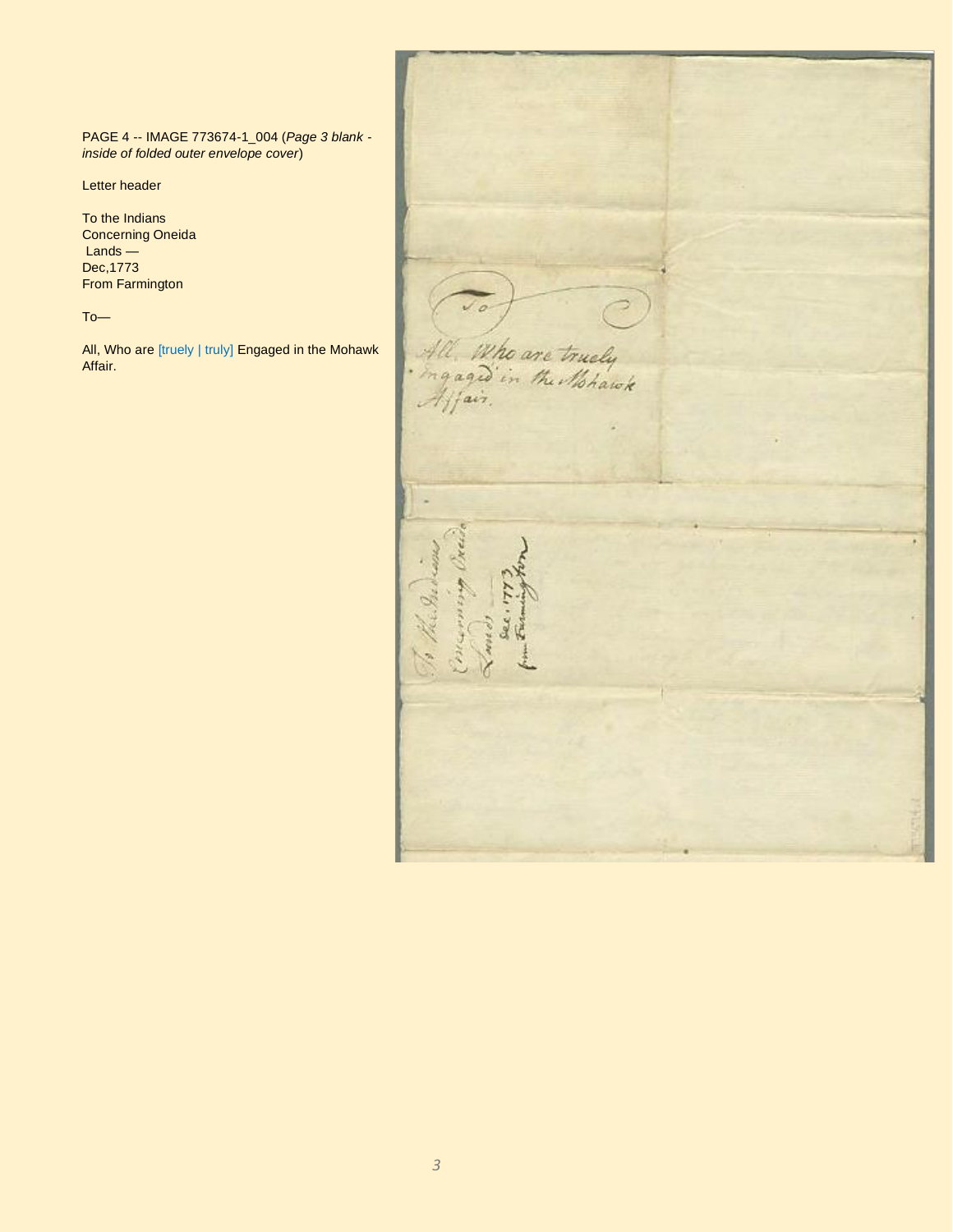PAGE 4 -- IMAGE 773674-1_004 (*Page 3 blank - inside of folded outer envelope cover*)

Letter header

To the Indians
Concerning Oneida
Lands —
Dec,1773
From Farmington

To—

All, Who are [truely | truly] Engaged in the Mohawk Affair.